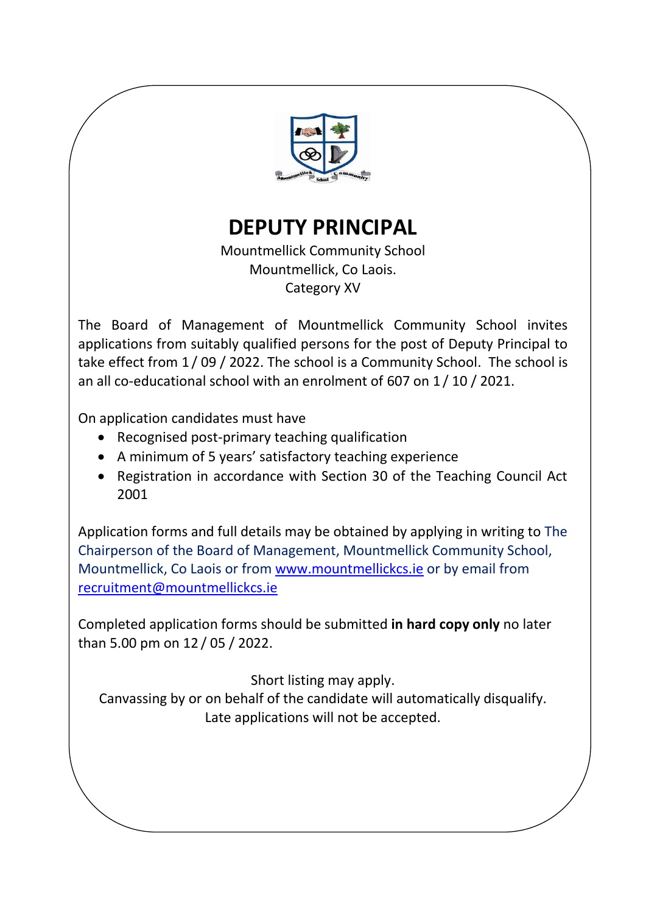# DEPUTY PRINCIPAL

Mountmellick Community School
Mountmellick, Co Laois.
Category XV

The Board of Management of Mountmellick Community School invites applications from suitably qualified persons for the post of Deputy Principal to take effect from 1 / 09 / 2022. The school is a Community School. The school is an all co-educational school with an enrolment of 607 on 1 / 10 / 2021.

On application candidates must have

- Recognised post-primary teaching qualification
- A minimum of 5 years' satisfactory teaching experience
- Registration in accordance with Section 30 of the Teaching Council Act 2001

Application forms and full details may be obtained by applying in writing to The Chairperson of the Board of Management, Mountmellick Community School, Mountmellick, Co Laois or from [www.mountmellickcs.ie](http://www.mountmellickcs.ie) or by email from [recruitment@mountmellickcs.ie](mailto:recruitment@mountmellickcs.ie)

Completed application forms should be submitted **in hard copy only** no later than 5.00 pm on 12 / 05 / 2022.

Short listing may apply.
Canvassing by or on behalf of the candidate will automatically disqualify.
Late applications will not be accepted.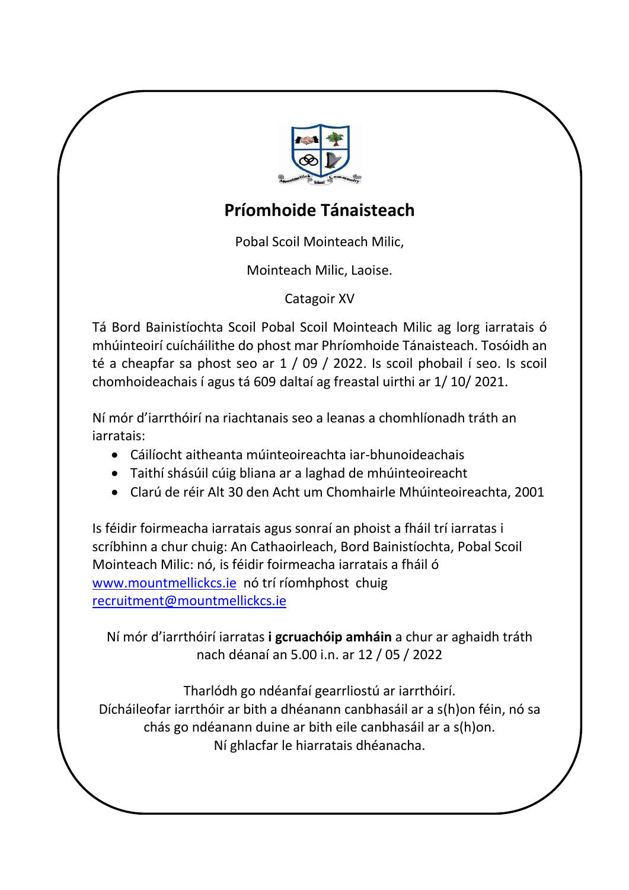# Príomhoide Tánaisteach

Pobal Scoil Mointeach Milic,

Mointeach Milic, Laoise.

Catagoir XV

Tá Bord Bainistíochta Scoil Pobal Scoil Mointeach Milic ag lorg iarratais ó mhúinteoirí cuícháilithe do phost mar Phríomhoide Tánaisteach. Tosóidh an té a cheapfar sa phost seo ar 1 / 09 / 2022. Is scoil phobail í seo. Is scoil chomhoideachais í agus tá 609 daltaí ag freastal uirthi ar 1/ 10/ 2021.

Ní mór d'iarrthóirí na riachtanais seo a leanas a chomhlíonadh tráth an iarratais:

- Cáilíocht aitheanta múinteoireachta iar-bhunoideachais
- Taithí shásúil cúig bliana ar a laghad de mhúinteoireacht
- Clarú de réir Alt 30 den Acht um Chomhairle Mhúinteoireachta, 2001

Is féidir foirmeacha iarratais agus sonraí an phoist a fháil trí iarratas i scríbhinn a chur chuig: An Cathaoirleach, Bord Bainistíochta, Pobal Scoil Mointeach Milic: nó, is féidir foirmeacha iarratais a fháil ó www.mountmellickcs.ie nó trí ríomhphost chuig recruitment@mountmellickcs.ie

Ní mór d'iarrthóirí iarratas **i gcruachóip amháin** a chur ar aghaidh tráth nach déanaí an 5.00 i.n. ar 12 / 05 / 2022

Tharlódh go ndéanfaí gearrliostú ar iarrthóirí.
Dícháileofar iarrthóir ar bith a dhéanann canbhasáil ar a s(h)on féin, nó sa chás go ndéanann duine ar bith eile canbhasáil ar a s(h)on.
Ní ghlacfar le hiarratais dhéanacha.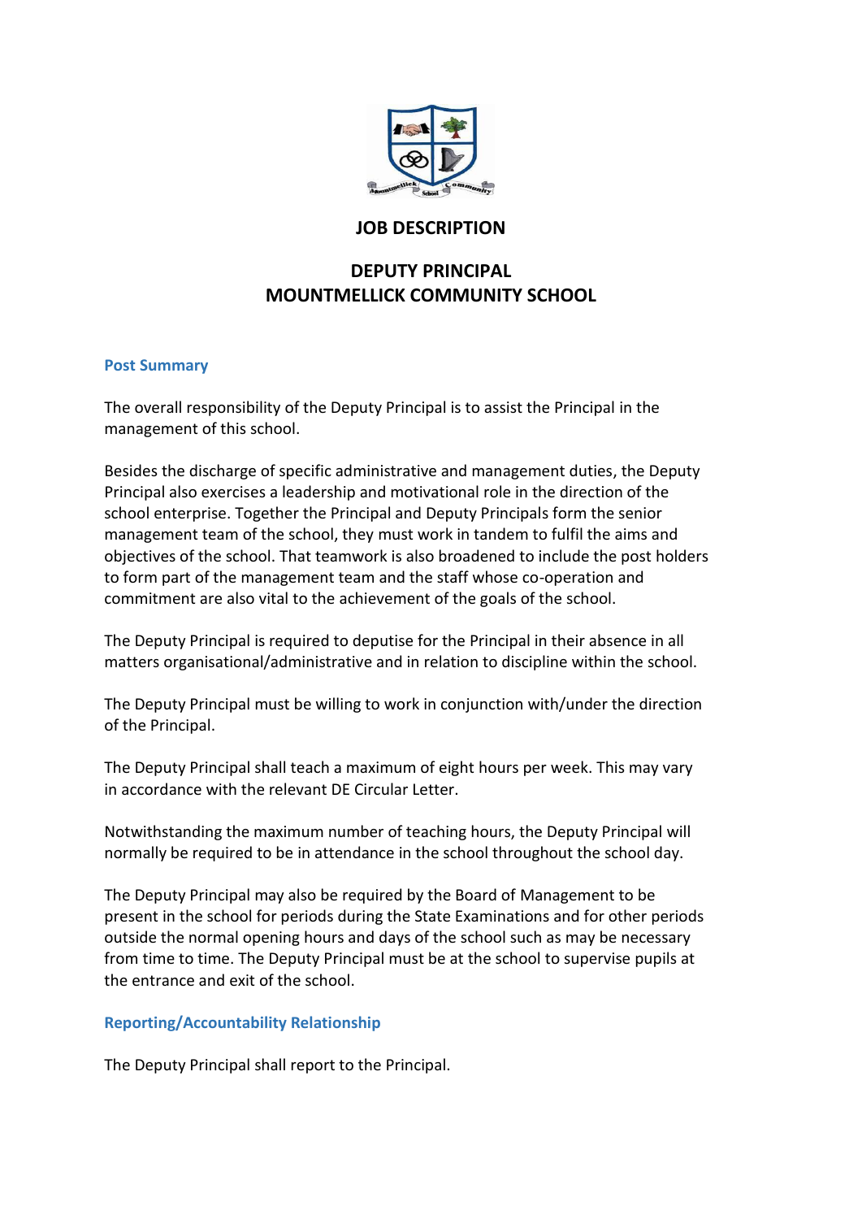# JOB DESCRIPTION

## DEPUTY PRINCIPAL
## MOUNTMELLICK COMMUNITY SCHOOL

### Post Summary

The overall responsibility of the Deputy Principal is to assist the Principal in the management of this school.

Besides the discharge of specific administrative and management duties, the Deputy Principal also exercises a leadership and motivational role in the direction of the school enterprise. Together the Principal and Deputy Principals form the senior management team of the school, they must work in tandem to fulfil the aims and objectives of the school. That teamwork is also broadened to include the post holders to form part of the management team and the staff whose co-operation and commitment are also vital to the achievement of the goals of the school.

The Deputy Principal is required to deputise for the Principal in their absence in all matters organisational/administrative and in relation to discipline within the school.

The Deputy Principal must be willing to work in conjunction with/under the direction of the Principal.

The Deputy Principal shall teach a maximum of eight hours per week. This may vary in accordance with the relevant DE Circular Letter.

Notwithstanding the maximum number of teaching hours, the Deputy Principal will normally be required to be in attendance in the school throughout the school day.

The Deputy Principal may also be required by the Board of Management to be present in the school for periods during the State Examinations and for other periods outside the normal opening hours and days of the school such as may be necessary from time to time. The Deputy Principal must be at the school to supervise pupils at the entrance and exit of the school.

### Reporting/Accountability Relationship

The Deputy Principal shall report to the Principal.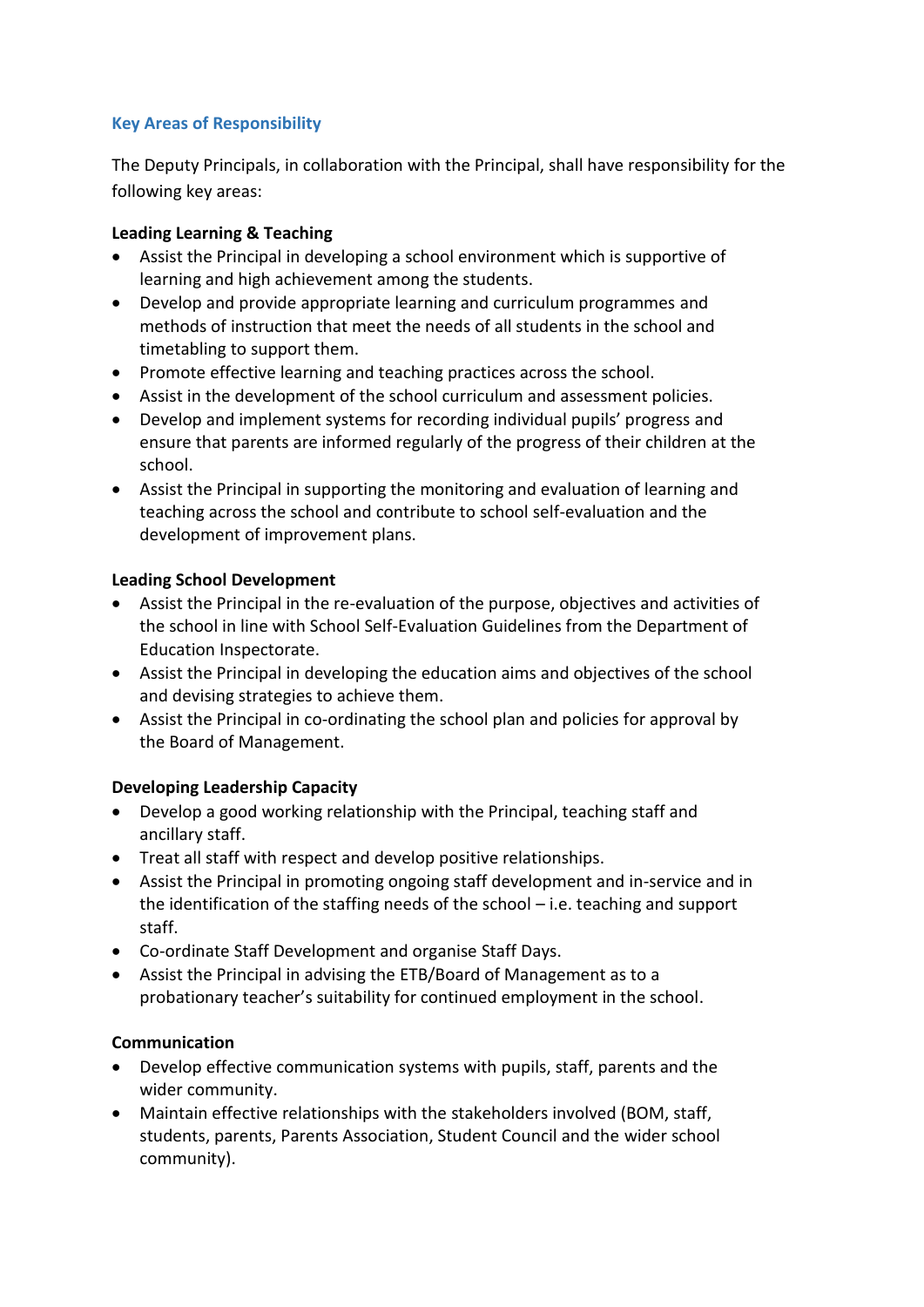## Key Areas of Responsibility

The Deputy Principals, in collaboration with the Principal, shall have responsibility for the following key areas:

**Leading Learning & Teaching**

- Assist the Principal in developing a school environment which is supportive of learning and high achievement among the students.
- Develop and provide appropriate learning and curriculum programmes and methods of instruction that meet the needs of all students in the school and timetabling to support them.
- Promote effective learning and teaching practices across the school.
- Assist in the development of the school curriculum and assessment policies.
- Develop and implement systems for recording individual pupils' progress and ensure that parents are informed regularly of the progress of their children at the school.
- Assist the Principal in supporting the monitoring and evaluation of learning and teaching across the school and contribute to school self-evaluation and the development of improvement plans.

**Leading School Development**

- Assist the Principal in the re-evaluation of the purpose, objectives and activities of the school in line with School Self-Evaluation Guidelines from the Department of Education Inspectorate.
- Assist the Principal in developing the education aims and objectives of the school and devising strategies to achieve them.
- Assist the Principal in co-ordinating the school plan and policies for approval by the Board of Management.

**Developing Leadership Capacity**

- Develop a good working relationship with the Principal, teaching staff and ancillary staff.
- Treat all staff with respect and develop positive relationships.
- Assist the Principal in promoting ongoing staff development and in-service and in the identification of the staffing needs of the school – i.e. teaching and support staff.
- Co-ordinate Staff Development and organise Staff Days.
- Assist the Principal in advising the ETB/Board of Management as to a probationary teacher's suitability for continued employment in the school.

**Communication**

- Develop effective communication systems with pupils, staff, parents and the wider community.
- Maintain effective relationships with the stakeholders involved (BOM, staff, students, parents, Parents Association, Student Council and the wider school community).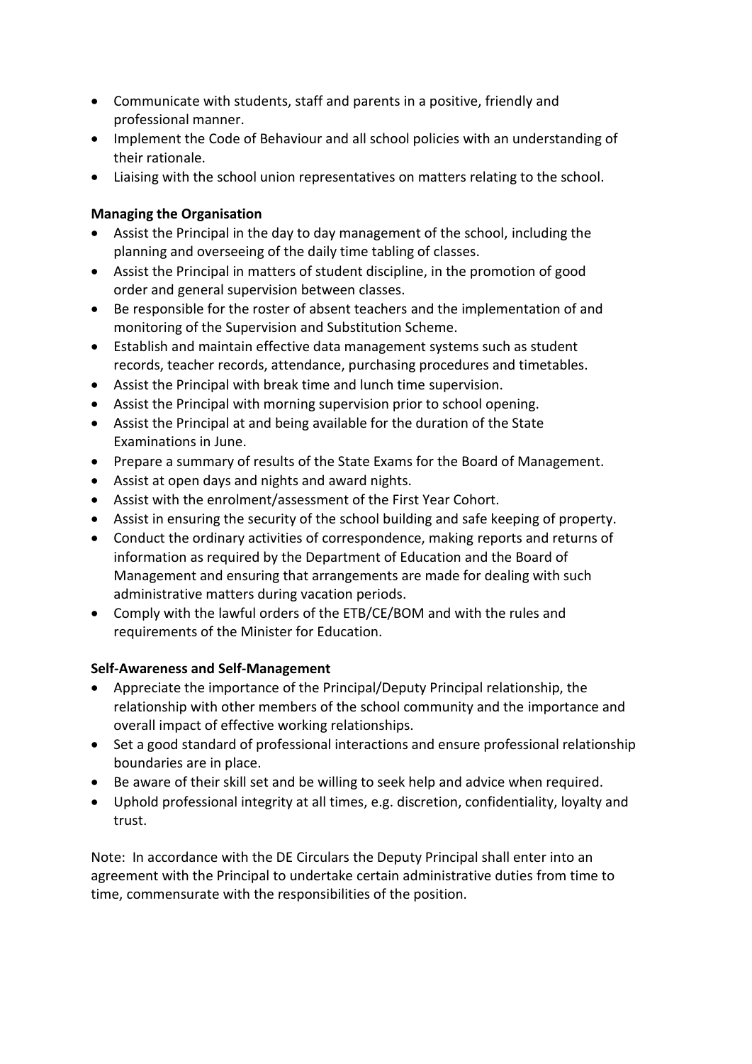- Communicate with students, staff and parents in a positive, friendly and professional manner.
- Implement the Code of Behaviour and all school policies with an understanding of their rationale.
- Liaising with the school union representatives on matters relating to the school.

**Managing the Organisation**

- Assist the Principal in the day to day management of the school, including the planning and overseeing of the daily time tabling of classes.
- Assist the Principal in matters of student discipline, in the promotion of good order and general supervision between classes.
- Be responsible for the roster of absent teachers and the implementation of and monitoring of the Supervision and Substitution Scheme.
- Establish and maintain effective data management systems such as student records, teacher records, attendance, purchasing procedures and timetables.
- Assist the Principal with break time and lunch time supervision.
- Assist the Principal with morning supervision prior to school opening.
- Assist the Principal at and being available for the duration of the State Examinations in June.
- Prepare a summary of results of the State Exams for the Board of Management.
- Assist at open days and nights and award nights.
- Assist with the enrolment/assessment of the First Year Cohort.
- Assist in ensuring the security of the school building and safe keeping of property.
- Conduct the ordinary activities of correspondence, making reports and returns of information as required by the Department of Education and the Board of Management and ensuring that arrangements are made for dealing with such administrative matters during vacation periods.
- Comply with the lawful orders of the ETB/CE/BOM and with the rules and requirements of the Minister for Education.

**Self-Awareness and Self-Management**

- Appreciate the importance of the Principal/Deputy Principal relationship, the relationship with other members of the school community and the importance and overall impact of effective working relationships.
- Set a good standard of professional interactions and ensure professional relationship boundaries are in place.
- Be aware of their skill set and be willing to seek help and advice when required.
- Uphold professional integrity at all times, e.g. discretion, confidentiality, loyalty and trust.

Note: In accordance with the DE Circulars the Deputy Principal shall enter into an agreement with the Principal to undertake certain administrative duties from time to time, commensurate with the responsibilities of the position.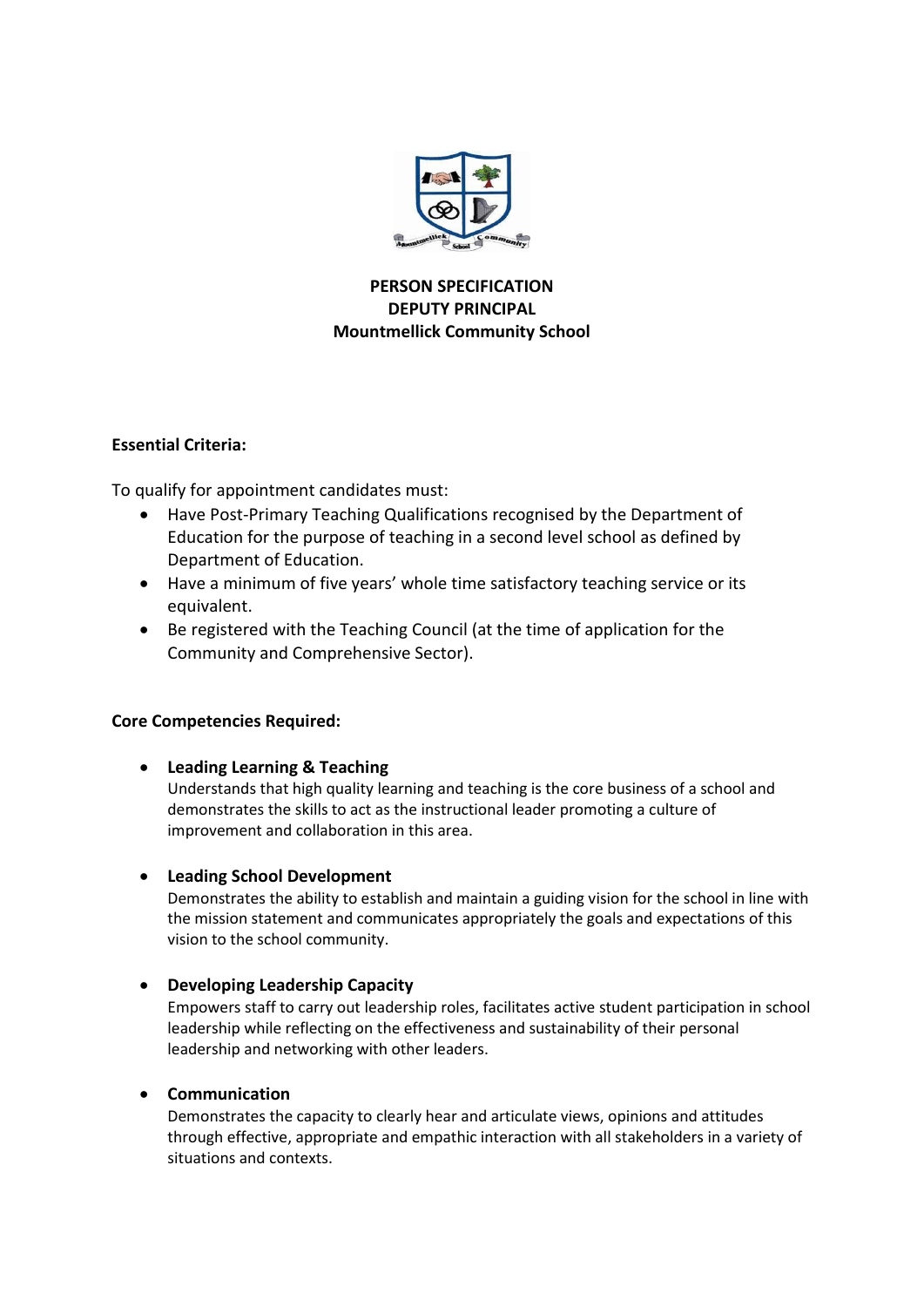**PERSON SPECIFICATION**
**DEPUTY PRINCIPAL**
**Mountmellick Community School**

**Essential Criteria:**

To qualify for appointment candidates must:

- Have Post-Primary Teaching Qualifications recognised by the Department of Education for the purpose of teaching in a second level school as defined by Department of Education.
- Have a minimum of five years' whole time satisfactory teaching service or its equivalent.
- Be registered with the Teaching Council (at the time of application for the Community and Comprehensive Sector).

**Core Competencies Required:**

- **Leading Learning & Teaching**
  Understands that high quality learning and teaching is the core business of a school and demonstrates the skills to act as the instructional leader promoting a culture of improvement and collaboration in this area.

- **Leading School Development**
  Demonstrates the ability to establish and maintain a guiding vision for the school in line with the mission statement and communicates appropriately the goals and expectations of this vision to the school community.

- **Developing Leadership Capacity**
  Empowers staff to carry out leadership roles, facilitates active student participation in school leadership while reflecting on the effectiveness and sustainability of their personal leadership and networking with other leaders.

- **Communication**
  Demonstrates the capacity to clearly hear and articulate views, opinions and attitudes through effective, appropriate and empathic interaction with all stakeholders in a variety of situations and contexts.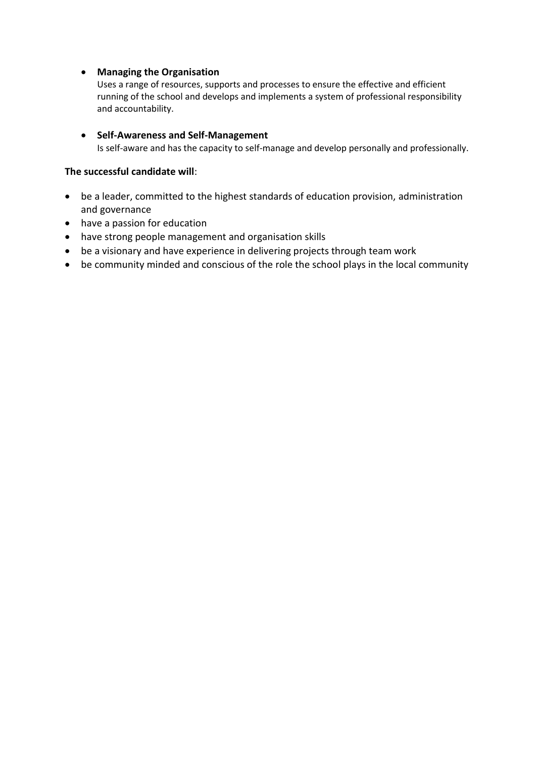- **Managing the Organisation**
  Uses a range of resources, supports and processes to ensure the effective and efficient running of the school and develops and implements a system of professional responsibility and accountability.

- **Self-Awareness and Self-Management**
  Is self-aware and has the capacity to self-manage and develop personally and professionally.

**The successful candidate will**:

- be a leader, committed to the highest standards of education provision, administration and governance
- have a passion for education
- have strong people management and organisation skills
- be a visionary and have experience in delivering projects through team work
- be community minded and conscious of the role the school plays in the local community